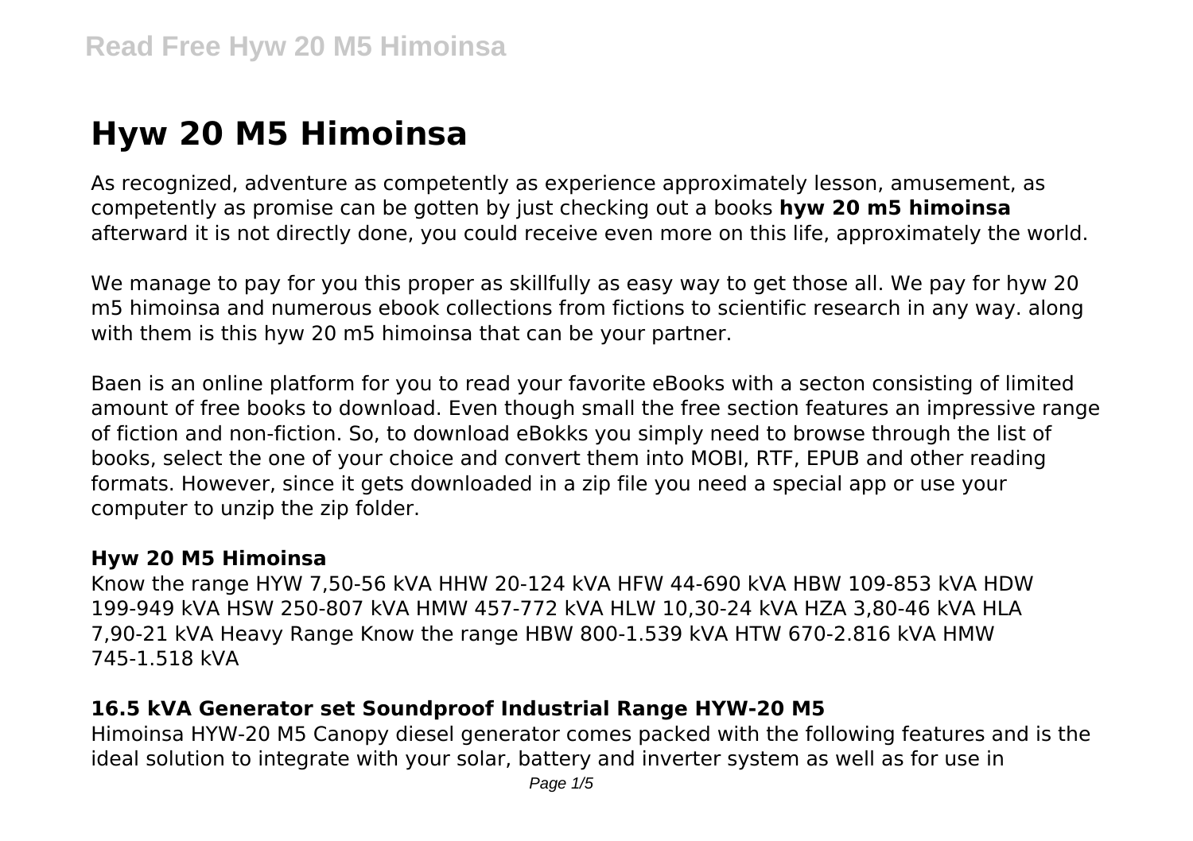# Hyw 20 M5 Himoinsa

As recognized, adventure as competently as experience approximately lesson, amusement, as competently as promise can be gotten by just checking out a books **hyw 20 m5 himoinsa** afterward it is not directly done, you could receive even more on this life, approximately the world.

We manage to pay for you this proper as skillfully as easy way to get those all. We pay for hyw 20 m5 himoinsa and numerous ebook collections from fictions to scientific research in any way. along with them is this hyw 20 m5 himoinsa that can be your partner.

Baen is an online platform for you to read your favorite eBooks with a secton consisting of limited amount of free books to download. Even though small the free section features an impressive range of fiction and non-fiction. So, to download eBokks you simply need to browse through the list of books, select the one of your choice and convert them into MOBI, RTF, EPUB and other reading formats. However, since it gets downloaded in a zip file you need a special app or use your computer to unzip the zip folder.

### Hyw 20 M5 Himoinsa

Know the range HYW 7,50-56 kVA HHW 20-124 kVA HFW 44-690 kVA HBW 109-853 kVA HDW 199-949 kVA HSW 250-807 kVA HMW 457-772 kVA HLW 10,30-24 kVA HZA 3,80-46 kVA HLA 7,90-21 kVA Heavy Range Know the range HBW 800-1.539 kVA HTW 670-2.816 kVA HMW 745-1.518 kVA

### 16.5 kVA Generator set Soundproof Industrial Range HYW-20 M5

Himoinsa HYW-20 M5 Canopy diesel generator comes packed with the following features and is the ideal solution to integrate with your solar, battery and inverter system as well as for use in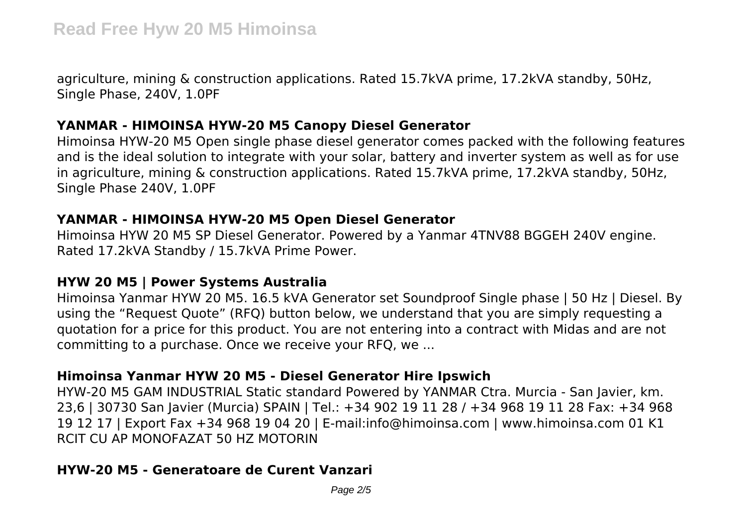agriculture, mining & construction applications. Rated 15.7kVA prime, 17.2kVA standby, 50Hz, Single Phase, 240V, 1.0PF

### YANMAR - HIMOINSA HYW-20 M5 Canopy Diesel Generator

Himoinsa HYW-20 M5 Open single phase diesel generator comes packed with the following features and is the ideal solution to integrate with your solar, battery and inverter system as well as for use in agriculture, mining & construction applications. Rated 15.7kVA prime, 17.2kVA standby, 50Hz, Single Phase 240V, 1.0PF

### YANMAR - HIMOINSA HYW-20 M5 Open Diesel Generator

Himoinsa HYW 20 M5 SP Diesel Generator. Powered by a Yanmar 4TNV88 BGGEH 240V engine. Rated 17.2kVA Standby / 15.7kVA Prime Power.

### HYW 20 M5 | Power Systems Australia

Himoinsa Yanmar HYW 20 M5. 16.5 kVA Generator set Soundproof Single phase | 50 Hz | Diesel. By using the "Request Quote" (RFQ) button below, we understand that you are simply requesting a quotation for a price for this product. You are not entering into a contract with Midas and are not committing to a purchase. Once we receive your RFQ, we ...

### Himoinsa Yanmar HYW 20 M5 - Diesel Generator Hire Ipswich

HYW-20 M5 GAM INDUSTRIAL Static standard Powered by YANMAR Ctra. Murcia - San Javier, km. 23,6 | 30730 San Javier (Murcia) SPAIN | Tel.: +34 902 19 11 28 / +34 968 19 11 28 Fax: +34 968 19 12 17 | Export Fax +34 968 19 04 20 | E-mail:info@himoinsa.com | www.himoinsa.com 01 K1 RCIT CU AP MONOFAZAT 50 HZ MOTORIN

### HYW-20 M5 - Generatoare de Curent Vanzari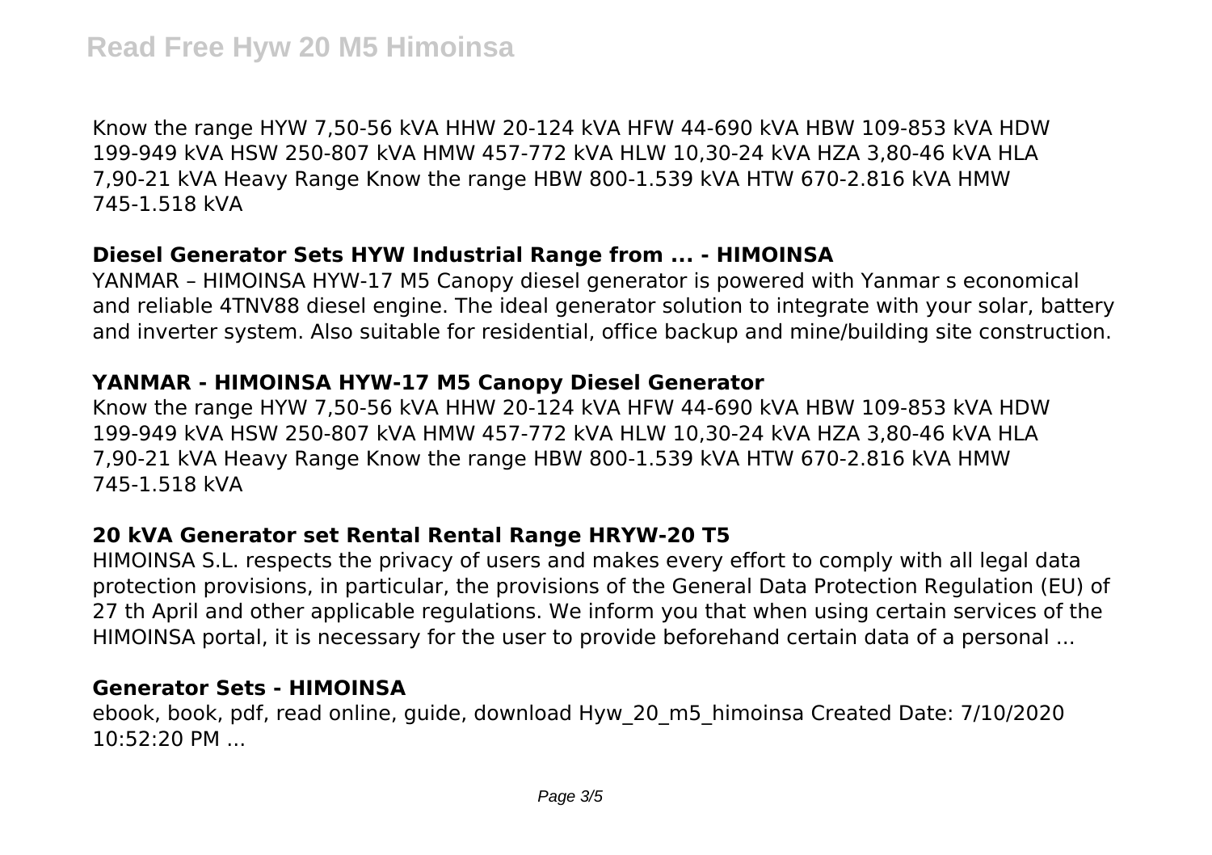Know the range HYW 7,50-56 kVA HHW 20-124 kVA HFW 44-690 kVA HBW 109-853 kVA HDW 199-949 kVA HSW 250-807 kVA HMW 457-772 kVA HLW 10,30-24 kVA HZA 3,80-46 kVA HLA 7,90-21 kVA Heavy Range Know the range HBW 800-1.539 kVA HTW 670-2.816 kVA HMW 745-1.518 kVA

### Diesel Generator Sets HYW Industrial Range from ... - HIMOINSA

YANMAR – HIMOINSA HYW-17 M5 Canopy diesel generator is powered with Yanmar s economical and reliable 4TNV88 diesel engine. The ideal generator solution to integrate with your solar, battery and inverter system. Also suitable for residential, office backup and mine/building site construction.

### YANMAR - HIMOINSA HYW-17 M5 Canopy Diesel Generator

Know the range HYW 7,50-56 kVA HHW 20-124 kVA HFW 44-690 kVA HBW 109-853 kVA HDW 199-949 kVA HSW 250-807 kVA HMW 457-772 kVA HLW 10,30-24 kVA HZA 3,80-46 kVA HLA 7,90-21 kVA Heavy Range Know the range HBW 800-1.539 kVA HTW 670-2.816 kVA HMW 745-1.518 kVA

### 20 kVA Generator set Rental Rental Range HRYW-20 T5

HIMOINSA S.L. respects the privacy of users and makes every effort to comply with all legal data protection provisions, in particular, the provisions of the General Data Protection Regulation (EU) of 27 th April and other applicable regulations. We inform you that when using certain services of the HIMOINSA portal, it is necessary for the user to provide beforehand certain data of a personal ...

### Generator Sets - HIMOINSA

ebook, book, pdf, read online, guide, download Hyw_20_m5_himoinsa Created Date: 7/10/2020 10:52:20 PM ...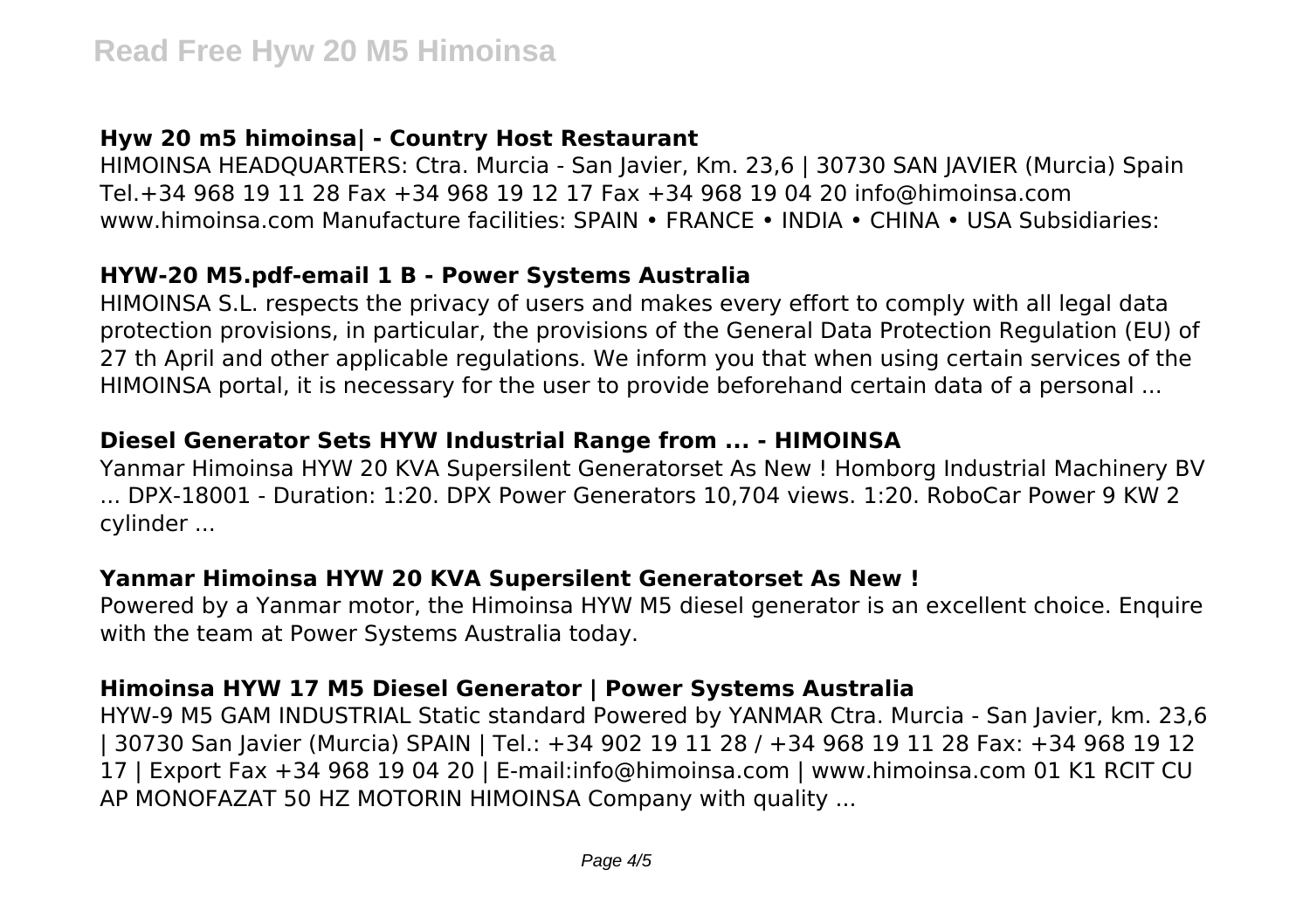### Hyw 20 m5 himoinsa| - Country Host Restaurant

HIMOINSA HEADQUARTERS: Ctra. Murcia - San Javier, Km. 23,6 | 30730 SAN JAVIER (Murcia) Spain Tel.+34 968 19 11 28 Fax +34 968 19 12 17 Fax +34 968 19 04 20 info@himoinsa.com www.himoinsa.com Manufacture facilities: SPAIN • FRANCE • INDIA • CHINA • USA Subsidiaries:

### HYW-20 M5.pdf-email 1 B - Power Systems Australia

HIMOINSA S.L. respects the privacy of users and makes every effort to comply with all legal data protection provisions, in particular, the provisions of the General Data Protection Regulation (EU) of 27 th April and other applicable regulations. We inform you that when using certain services of the HIMOINSA portal, it is necessary for the user to provide beforehand certain data of a personal ...

### Diesel Generator Sets HYW Industrial Range from ... - HIMOINSA

Yanmar Himoinsa HYW 20 KVA Supersilent Generatorset As New ! Homborg Industrial Machinery BV ... DPX-18001 - Duration: 1:20. DPX Power Generators 10,704 views. 1:20. RoboCar Power 9 KW 2 cylinder ...

### Yanmar Himoinsa HYW 20 KVA Supersilent Generatorset As New !

Powered by a Yanmar motor, the Himoinsa HYW M5 diesel generator is an excellent choice. Enquire with the team at Power Systems Australia today.

### Himoinsa HYW 17 M5 Diesel Generator | Power Systems Australia

HYW-9 M5 GAM INDUSTRIAL Static standard Powered by YANMAR Ctra. Murcia - San Javier, km. 23,6 | 30730 San Javier (Murcia) SPAIN | Tel.: +34 902 19 11 28 / +34 968 19 11 28 Fax: +34 968 19 12 17 | Export Fax +34 968 19 04 20 | E-mail:info@himoinsa.com | www.himoinsa.com 01 K1 RCIT CU AP MONOFAZAT 50 HZ MOTORIN HIMOINSA Company with quality ...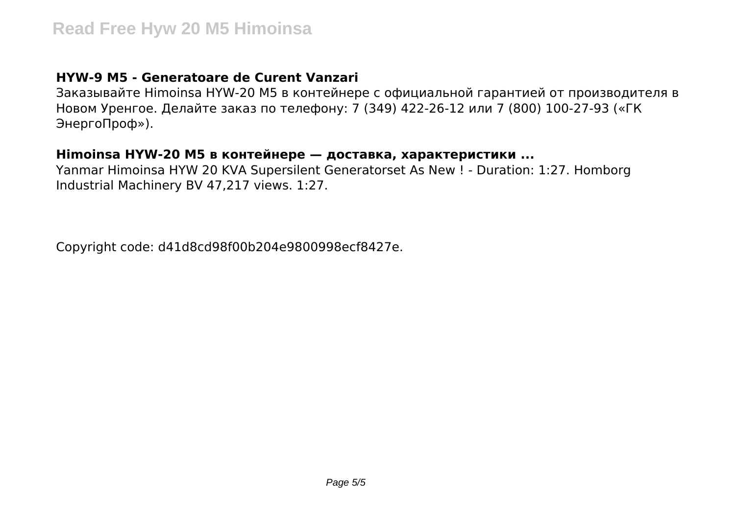**HYW-9 M5 - Generatoare de Curent Vanzari**

Заказывайте Himoinsa HYW-20 M5 в контейнере с официальной гарантией от производителя в Новом Уренгое. Делайте заказ по телефону: 7 (349) 422-26-12 или 7 (800) 100-27-93 («ГК ЭнергоПроф»).

**Himoinsa HYW-20 M5 в контейнере — доставка, характеристики ...**

Yanmar Himoinsa HYW 20 KVA Supersilent Generatorset As New ! - Duration: 1:27. Homborg Industrial Machinery BV 47,217 views. 1:27.

Copyright code: d41d8cd98f00b204e9800998ecf8427e.